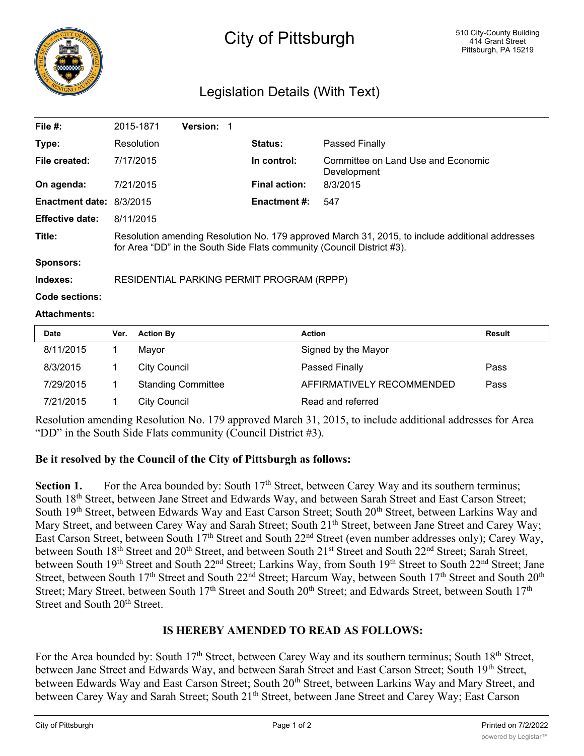# City of Pittsburgh

510 City-County Building
414 Grant Street
Pittsburgh, PA 15219

## Legislation Details (With Text)

| | | | |
|---|---|---|---|
| **File #:** | 2015-1871 **Version:** 1 | | |
| **Type:** | Resolution | **Status:** | Passed Finally |
| **File created:** | 7/17/2015 | **In control:** | Committee on Land Use and Economic Development |
| **On agenda:** | 7/21/2015 | **Final action:** | 8/3/2015 |
| **Enactment date:** | 8/3/2015 | **Enactment #:** | 547 |
| **Effective date:** | 8/11/2015 | | |
| **Title:** | Resolution amending Resolution No. 179 approved March 31, 2015, to include additional addresses for Area "DD" in the South Side Flats community (Council District #3). | | |
| **Sponsors:** | | | |
| **Indexes:** | RESIDENTIAL PARKING PERMIT PROGRAM (RPPP) | | |
| **Code sections:** | | | |
| **Attachments:** | | | |

| Date | Ver. | Action By | Action | Result |
|---|---|---|---|---|
| 8/11/2015 | 1 | Mayor | Signed by the Mayor | |
| 8/3/2015 | 1 | City Council | Passed Finally | Pass |
| 7/29/2015 | 1 | Standing Committee | AFFIRMATIVELY RECOMMENDED | Pass |
| 7/21/2015 | 1 | City Council | Read and referred | |

Resolution amending Resolution No. 179 approved March 31, 2015, to include additional addresses for Area "DD" in the South Side Flats community (Council District #3).

**Be it resolved by the Council of the City of Pittsburgh as follows:**

**Section 1.** For the Area bounded by: South 17th Street, between Carey Way and its southern terminus; South 18th Street, between Jane Street and Edwards Way, and between Sarah Street and East Carson Street; South 19th Street, between Edwards Way and East Carson Street; South 20th Street, between Larkins Way and Mary Street, and between Carey Way and Sarah Street; South 21th Street, between Jane Street and Carey Way; East Carson Street, between South 17th Street and South 22nd Street (even number addresses only); Carey Way, between South 18th Street and 20th Street, and between South 21st Street and South 22nd Street; Sarah Street, between South 19th Street and South 22nd Street; Larkins Way, from South 19th Street to South 22nd Street; Jane Street, between South 17th Street and South 22nd Street; Harcum Way, between South 17th Street and South 20th Street; Mary Street, between South 17th Street and South 20th Street; and Edwards Street, between South 17th Street and South 20th Street.

**IS HEREBY AMENDED TO READ AS FOLLOWS:**

For the Area bounded by: South 17th Street, between Carey Way and its southern terminus; South 18th Street, between Jane Street and Edwards Way, and between Sarah Street and East Carson Street; South 19th Street, between Edwards Way and East Carson Street; South 20th Street, between Larkins Way and Mary Street, and between Carey Way and Sarah Street; South 21th Street, between Jane Street and Carey Way; East Carson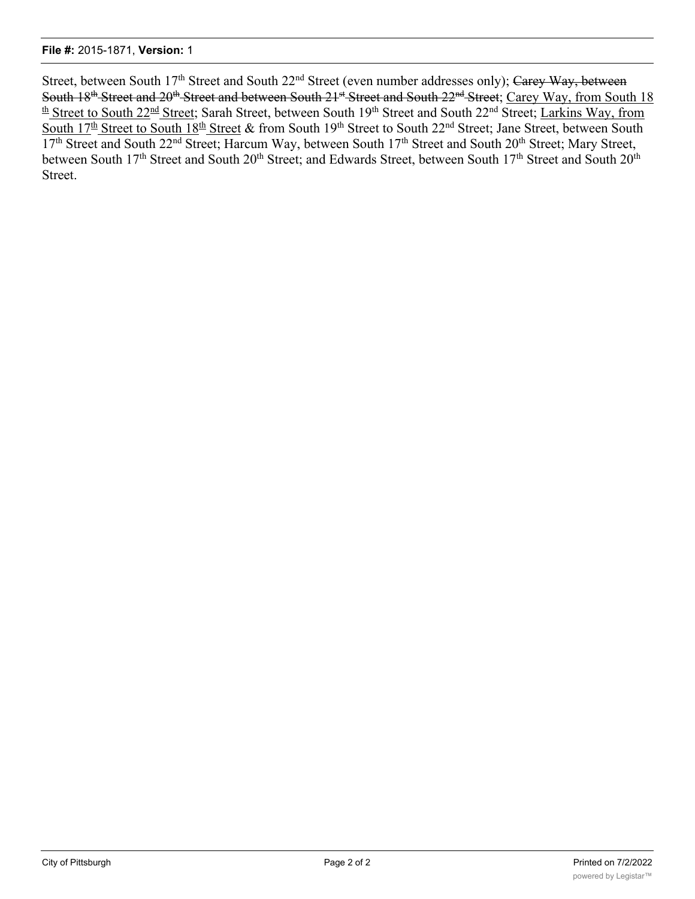Street, between South 17th Street and South 22nd Street (even number addresses only); ~~Carey Way, between South 18th Street and 20th Street and between South 21st Street and South 22nd Street~~; <u>Carey Way, from South 18th Street to South 22nd Street</u>; Sarah Street, between South 19th Street and South 22nd Street; <u>Larkins Way, from South 17th Street to South 18th Street</u> & from South 19th Street to South 22nd Street; Jane Street, between South 17th Street and South 22nd Street; Harcum Way, between South 17th Street and South 20th Street; Mary Street, between South 17th Street and South 20th Street; and Edwards Street, between South 17th Street and South 20th Street.